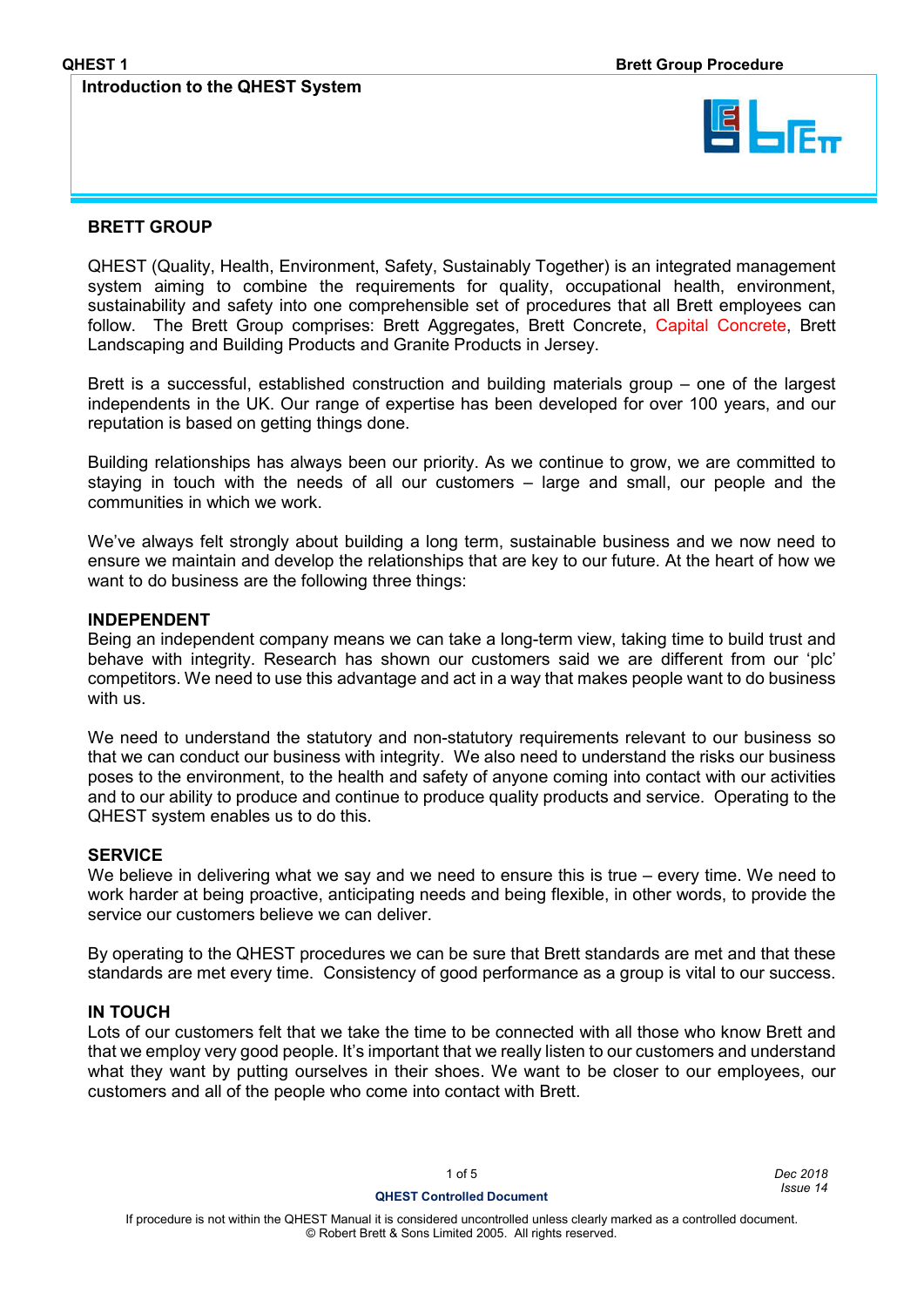**Introduction to the QHEST System**

## BRETT GROUP

QHEST (Quality, Health, Environment, Safety, Sustainably Together) is an integrated management system aiming to combine the requirements for quality, occupational health, environment, sustainability and safety into one comprehensible set of procedures that all Brett employees can follow. The Brett Group comprises: Brett Aggregates, Brett Concrete, Capital Concrete, Brett Landscaping and Building Products and Granite Products in Jersey.

Brett is a successful, established construction and building materials group – one of the largest independents in the UK. Our range of expertise has been developed for over 100 years, and our reputation is based on getting things done.

Building relationships has always been our priority. As we continue to grow, we are committed to staying in touch with the needs of all our customers – large and small, our people and the communities in which we work.

We've always felt strongly about building a long term, sustainable business and we now need to ensure we maintain and develop the relationships that are key to our future. At the heart of how we want to do business are the following three things:

### INDEPENDENT

Being an independent company means we can take a long-term view, taking time to build trust and behave with integrity. Research has shown our customers said we are different from our 'plc' competitors. We need to use this advantage and act in a way that makes people want to do business with us.

We need to understand the statutory and non-statutory requirements relevant to our business so that we can conduct our business with integrity. We also need to understand the risks our business poses to the environment, to the health and safety of anyone coming into contact with our activities and to our ability to produce and continue to produce quality products and service. Operating to the QHEST system enables us to do this.

### SERVICE

We believe in delivering what we say and we need to ensure this is true – every time. We need to work harder at being proactive, anticipating needs and being flexible, in other words, to provide the service our customers believe we can deliver.

By operating to the QHEST procedures we can be sure that Brett standards are met and that these standards are met every time. Consistency of good performance as a group is vital to our success.

### IN TOUCH

Lots of our customers felt that we take the time to be connected with all those who know Brett and that we employ very good people. It's important that we really listen to our customers and understand what they want by putting ourselves in their shoes. We want to be closer to our employees, our customers and all of the people who come into contact with Brett.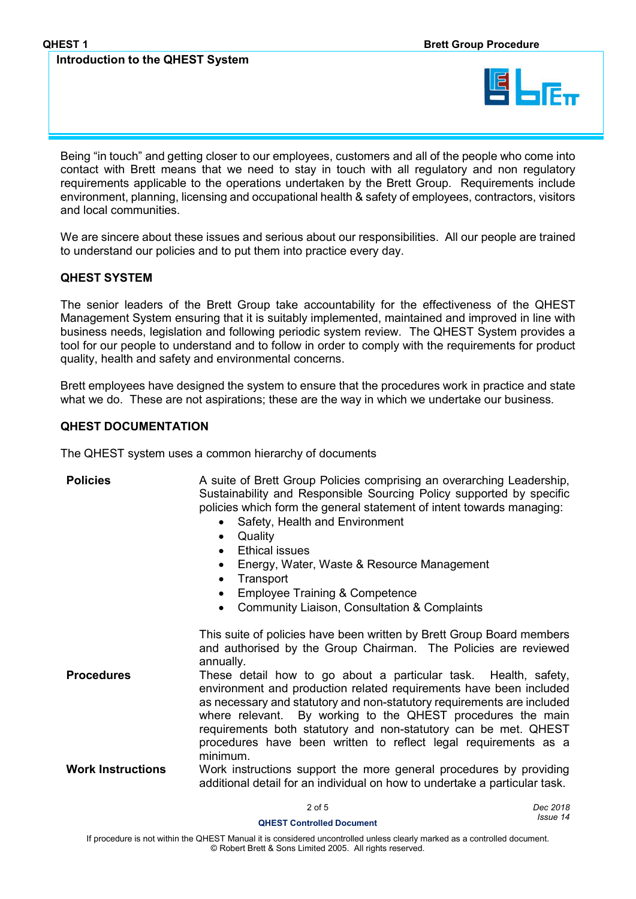## Introduction to the QHEST System

Being "in touch" and getting closer to our employees, customers and all of the people who come into contact with Brett means that we need to stay in touch with all regulatory and non regulatory requirements applicable to the operations undertaken by the Brett Group. Requirements include environment, planning, licensing and occupational health & safety of employees, contractors, visitors and local communities.

We are sincere about these issues and serious about our responsibilities. All our people are trained to understand our policies and to put them into practice every day.

### QHEST SYSTEM

The senior leaders of the Brett Group take accountability for the effectiveness of the QHEST Management System ensuring that it is suitably implemented, maintained and improved in line with business needs, legislation and following periodic system review. The QHEST System provides a tool for our people to understand and to follow in order to comply with the requirements for product quality, health and safety and environmental concerns.

Brett employees have designed the system to ensure that the procedures work in practice and state what we do. These are not aspirations; these are the way in which we undertake our business.

### QHEST DOCUMENTATION

The QHEST system uses a common hierarchy of documents

**Policies**

A suite of Brett Group Policies comprising an overarching Leadership, Sustainability and Responsible Sourcing Policy supported by specific policies which form the general statement of intent towards managing:

- Safety, Health and Environment
- Quality
- Ethical issues
- Energy, Water, Waste & Resource Management
- Transport
- Employee Training & Competence
- Community Liaison, Consultation & Complaints

This suite of policies have been written by Brett Group Board members and authorised by the Group Chairman. The Policies are reviewed annually.

**Procedures**

These detail how to go about a particular task. Health, safety, environment and production related requirements have been included as necessary and statutory and non-statutory requirements are included where relevant. By working to the QHEST procedures the main requirements both statutory and non-statutory can be met. QHEST procedures have been written to reflect legal requirements as a minimum.

**Work Instructions**

Work instructions support the more general procedures by providing additional detail for an individual on how to undertake a particular task.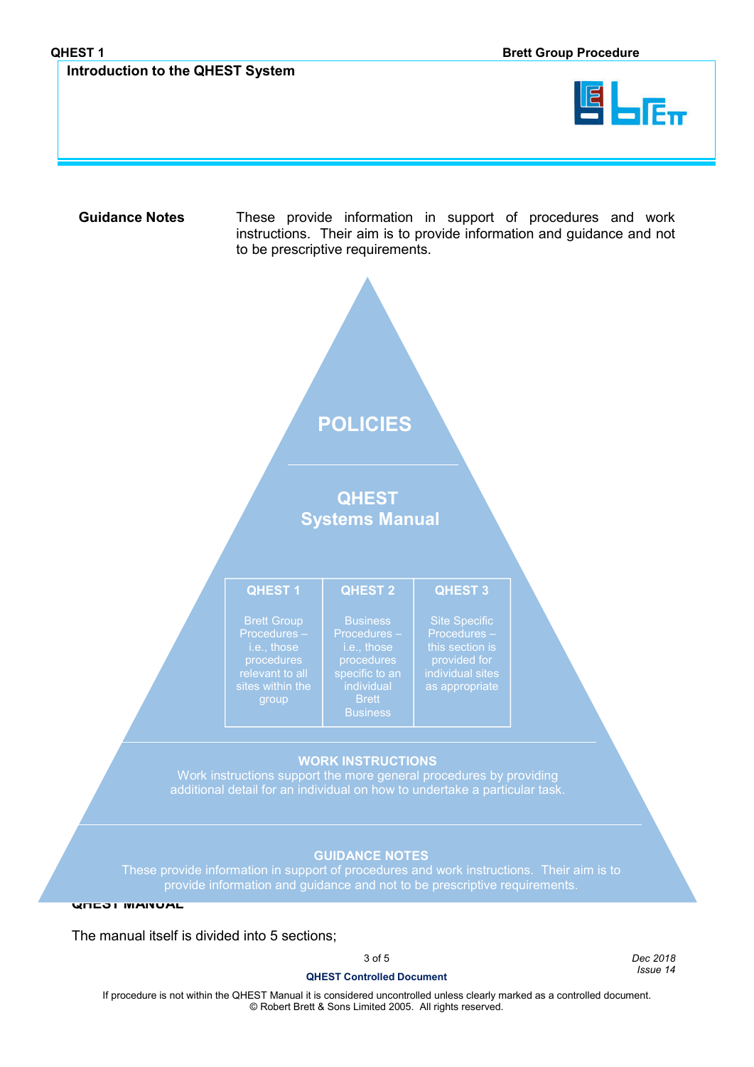**Guidance Notes** These provide information in support of procedures and work instructions. Their aim is to provide information and guidance and not to be prescriptive requirements.

**POLICIES**

**QHEST Systems Manual**

| QHEST 1 | QHEST 2 | QHEST 3 |
|---|---|---|
| Brett Group Procedures – i.e., those procedures relevant to all sites within the group | Business Procedures – i.e., those procedures specific to an individual Brett Business | Site Specific Procedures – this section is provided for individual sites as appropriate |

**WORK INSTRUCTIONS**

Work instructions support the more general procedures by providing additional detail for an individual on how to undertake a particular task.

**GUIDANCE NOTES**

These provide information in support of procedures and work instructions. Their aim is to provide information and guidance and not to be prescriptive requirements.

**QHEST MANUAL**

The manual itself is divided into 5 sections;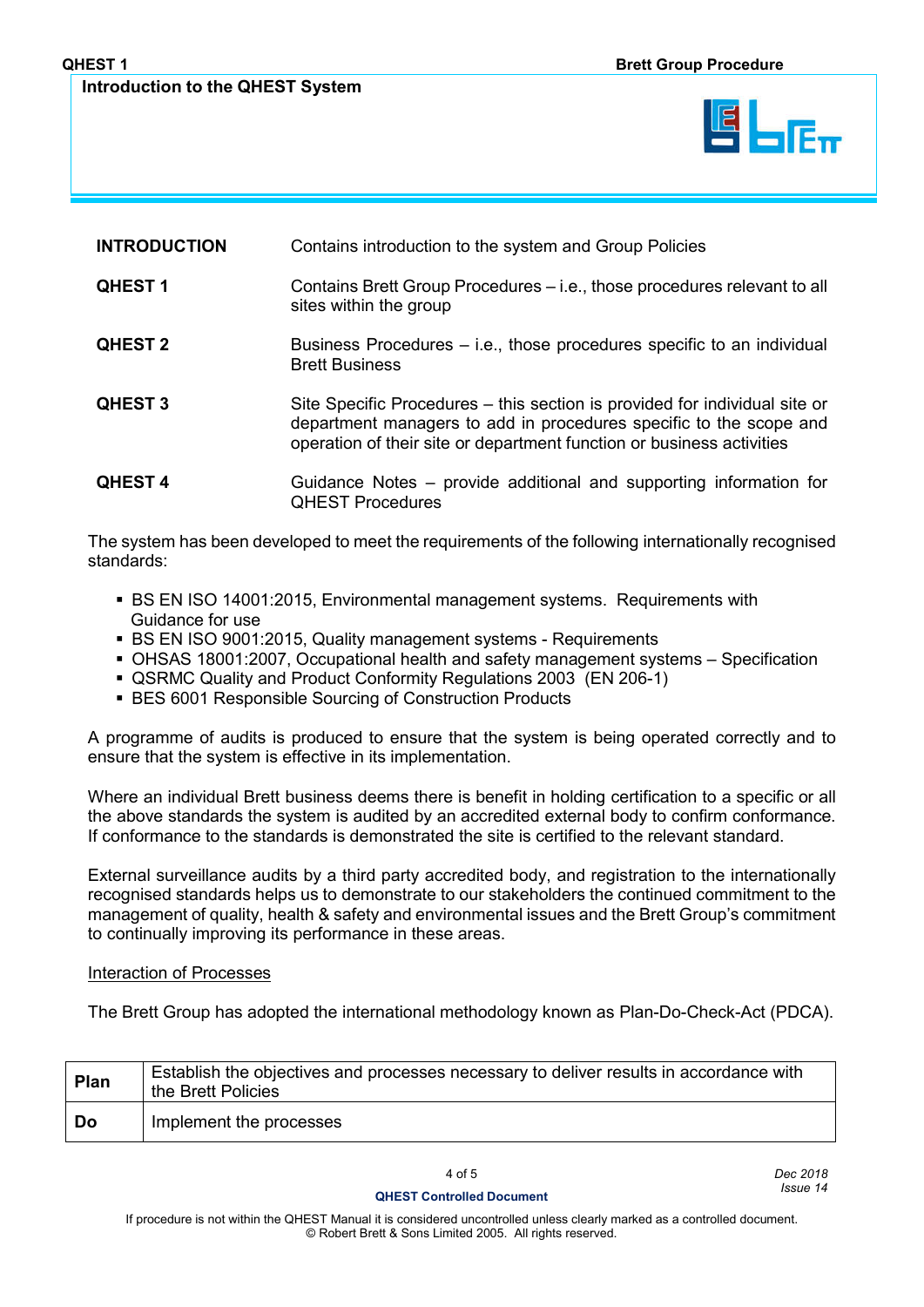| | |
|---|---|
| **INTRODUCTION** | Contains introduction to the system and Group Policies |
| **QHEST 1** | Contains Brett Group Procedures – i.e., those procedures relevant to all sites within the group |
| **QHEST 2** | Business Procedures – i.e., those procedures specific to an individual Brett Business |
| **QHEST 3** | Site Specific Procedures – this section is provided for individual site or department managers to add in procedures specific to the scope and operation of their site or department function or business activities |
| **QHEST 4** | Guidance Notes – provide additional and supporting information for QHEST Procedures |

The system has been developed to meet the requirements of the following internationally recognised standards:

- BS EN ISO 14001:2015, Environmental management systems. Requirements with Guidance for use
- BS EN ISO 9001:2015, Quality management systems - Requirements
- OHSAS 18001:2007, Occupational health and safety management systems – Specification
- QSRMC Quality and Product Conformity Regulations 2003 (EN 206-1)
- BES 6001 Responsible Sourcing of Construction Products

A programme of audits is produced to ensure that the system is being operated correctly and to ensure that the system is effective in its implementation.

Where an individual Brett business deems there is benefit in holding certification to a specific or all the above standards the system is audited by an accredited external body to confirm conformance. If conformance to the standards is demonstrated the site is certified to the relevant standard.

External surveillance audits by a third party accredited body, and registration to the internationally recognised standards helps us to demonstrate to our stakeholders the continued commitment to the management of quality, health & safety and environmental issues and the Brett Group's commitment to continually improving its performance in these areas.

Interaction of Processes

The Brett Group has adopted the international methodology known as Plan-Do-Check-Act (PDCA).

| | |
|---|---|
| **Plan** | Establish the objectives and processes necessary to deliver results in accordance with the Brett Policies |
| **Do** | Implement the processes |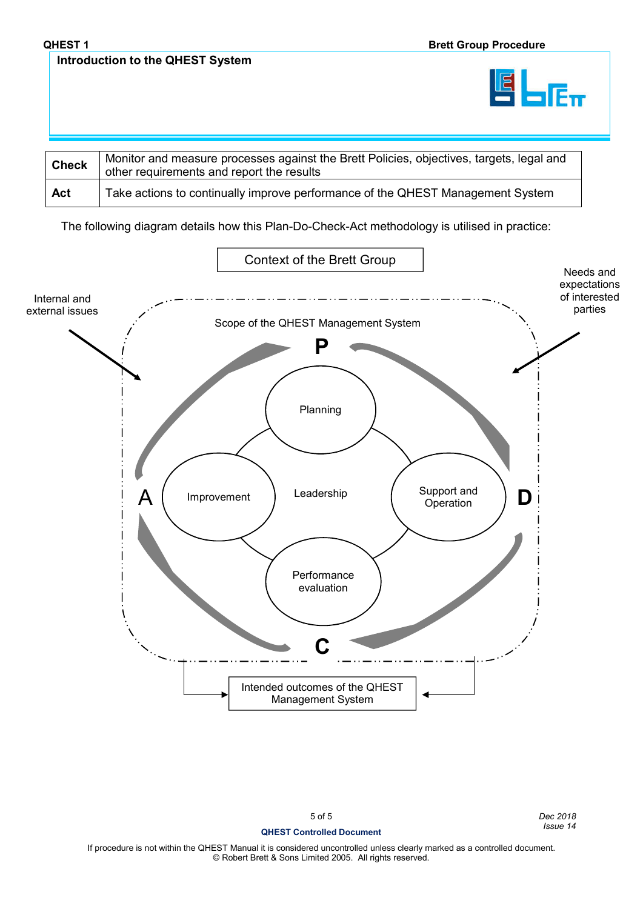| | |
|---|---|
| **Check** | Monitor and measure processes against the Brett Policies, objectives, targets, legal and other requirements and report the results |
| **Act** | Take actions to continually improve performance of the QHEST Management System |

The following diagram details how this Plan-Do-Check-Act methodology is utilised in practice:

Context of the Brett Group

Internal and external issues

Needs and expectations of interested parties

Scope of the QHEST Management System

P

Planning

D

Support and Operation

C

Performance evaluation

A

Improvement

Leadership

Intended outcomes of the QHEST Management System